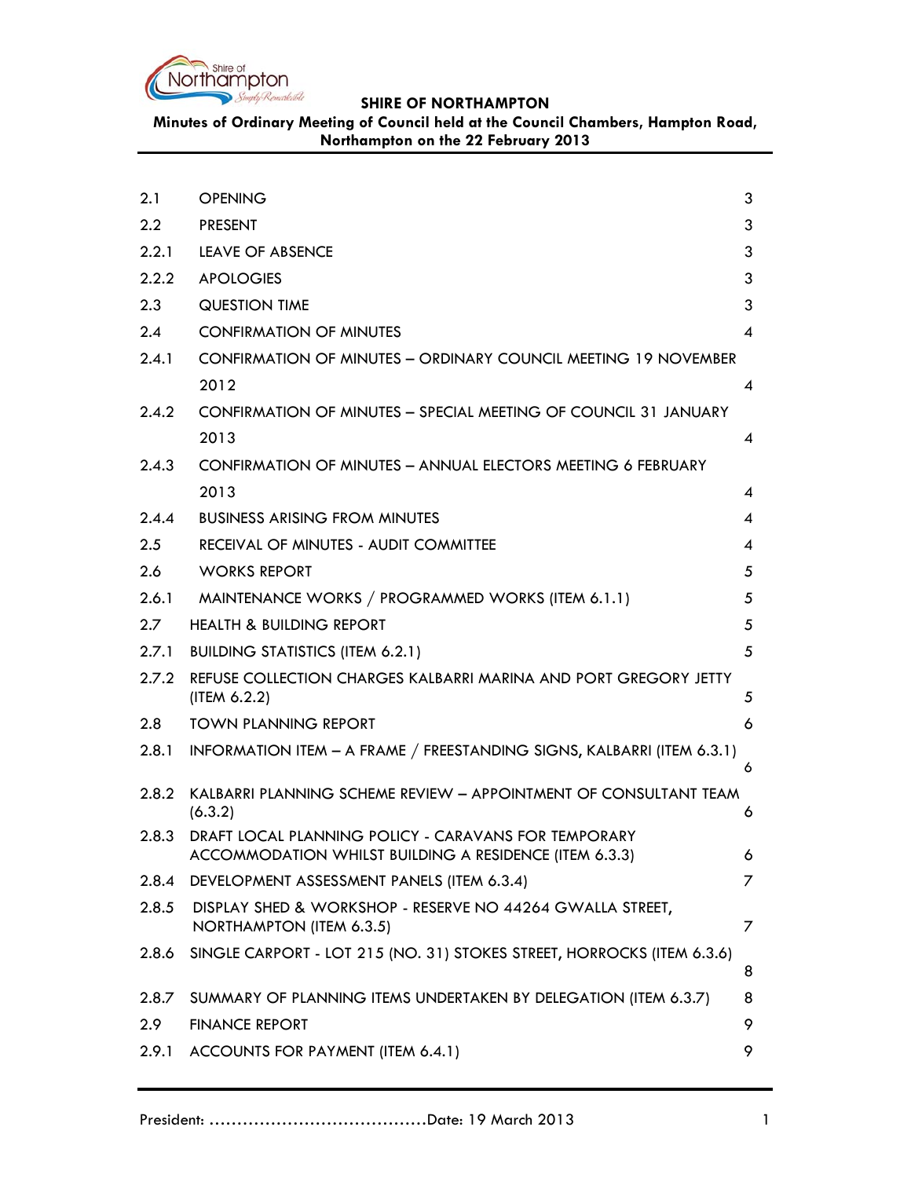**SHIRE OF NORTHAMPTON**

**Minutes of Ordinary Meeting of Council held at the Council Chambers, Hampton Road, Northampton on the 22 February 2013**

| | | |
|---|---|---|
| 2.1 | OPENING | 3 |
| 2.2 | PRESENT | 3 |
| 2.2.1 | LEAVE OF ABSENCE | 3 |
| 2.2.2 | APOLOGIES | 3 |
| 2.3 | QUESTION TIME | 3 |
| 2.4 | CONFIRMATION OF MINUTES | 4 |
| 2.4.1 | CONFIRMATION OF MINUTES – ORDINARY COUNCIL MEETING 19 NOVEMBER 2012 | 4 |
| 2.4.2 | CONFIRMATION OF MINUTES – SPECIAL MEETING OF COUNCIL 31 JANUARY 2013 | 4 |
| 2.4.3 | CONFIRMATION OF MINUTES – ANNUAL ELECTORS MEETING 6 FEBRUARY 2013 | 4 |
| 2.4.4 | BUSINESS ARISING FROM MINUTES | 4 |
| 2.5 | RECEIVAL OF MINUTES - AUDIT COMMITTEE | 4 |
| 2.6 | WORKS REPORT | 5 |
| 2.6.1 | MAINTENANCE WORKS / PROGRAMMED WORKS (ITEM 6.1.1) | 5 |
| 2.7 | HEALTH & BUILDING REPORT | 5 |
| 2.7.1 | BUILDING STATISTICS (ITEM 6.2.1) | 5 |
| 2.7.2 | REFUSE COLLECTION CHARGES KALBARRI MARINA AND PORT GREGORY JETTY (ITEM 6.2.2) | 5 |
| 2.8 | TOWN PLANNING REPORT | 6 |
| 2.8.1 | INFORMATION ITEM – A FRAME / FREESTANDING SIGNS, KALBARRI (ITEM 6.3.1) | 6 |
| 2.8.2 | KALBARRI PLANNING SCHEME REVIEW – APPOINTMENT OF CONSULTANT TEAM (6.3.2) | 6 |
| 2.8.3 | DRAFT LOCAL PLANNING POLICY - CARAVANS FOR TEMPORARY ACCOMMODATION WHILST BUILDING A RESIDENCE (ITEM 6.3.3) | 6 |
| 2.8.4 | DEVELOPMENT ASSESSMENT PANELS (ITEM 6.3.4) | 7 |
| 2.8.5 | DISPLAY SHED & WORKSHOP - RESERVE NO 44264 GWALLA STREET, NORTHAMPTON (ITEM 6.3.5) | 7 |
| 2.8.6 | SINGLE CARPORT - LOT 215 (NO. 31) STOKES STREET, HORROCKS (ITEM 6.3.6) | 8 |
| 2.8.7 | SUMMARY OF PLANNING ITEMS UNDERTAKEN BY DELEGATION (ITEM 6.3.7) | 8 |
| 2.9 | FINANCE REPORT | 9 |
| 2.9.1 | ACCOUNTS FOR PAYMENT (ITEM 6.4.1) | 9 |

President: ……………………………………Date: 19 March 2013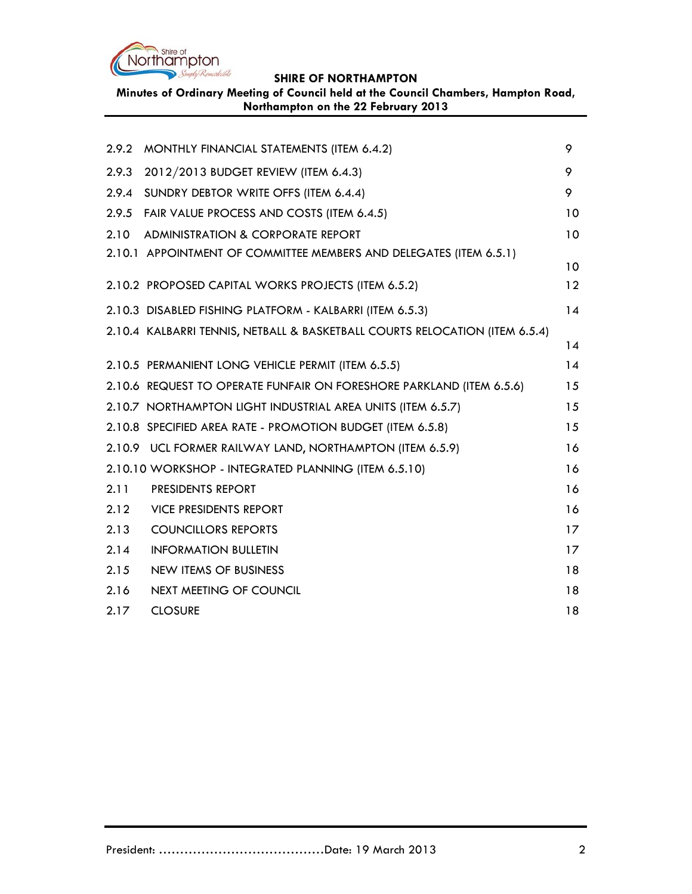| | | |
|---|---|---|
| 2.9.2 | MONTHLY FINANCIAL STATEMENTS (ITEM 6.4.2) | 9 |
| 2.9.3 | 2012/2013 BUDGET REVIEW (ITEM 6.4.3) | 9 |
| 2.9.4 | SUNDRY DEBTOR WRITE OFFS (ITEM 6.4.4) | 9 |
| 2.9.5 | FAIR VALUE PROCESS AND COSTS (ITEM 6.4.5) | 10 |
| 2.10 | ADMINISTRATION & CORPORATE REPORT | 10 |
| 2.10.1 | APPOINTMENT OF COMMITTEE MEMBERS AND DELEGATES (ITEM 6.5.1) | 10 |
| 2.10.2 | PROPOSED CAPITAL WORKS PROJECTS (ITEM 6.5.2) | 12 |
| 2.10.3 | DISABLED FISHING PLATFORM - KALBARRI (ITEM 6.5.3) | 14 |
| 2.10.4 | KALBARRI TENNIS, NETBALL & BASKETBALL COURTS RELOCATION (ITEM 6.5.4) | 14 |
| 2.10.5 | PERMANIENT LONG VEHICLE PERMIT (ITEM 6.5.5) | 14 |
| 2.10.6 | REQUEST TO OPERATE FUNFAIR ON FORESHORE PARKLAND (ITEM 6.5.6) | 15 |
| 2.10.7 | NORTHAMPTON LIGHT INDUSTRIAL AREA UNITS (ITEM 6.5.7) | 15 |
| 2.10.8 | SPECIFIED AREA RATE - PROMOTION BUDGET (ITEM 6.5.8) | 15 |
| 2.10.9 | UCL FORMER RAILWAY LAND, NORTHAMPTON (ITEM 6.5.9) | 16 |
| 2.10.10 | WORKSHOP - INTEGRATED PLANNING (ITEM 6.5.10) | 16 |
| 2.11 | PRESIDENTS REPORT | 16 |
| 2.12 | VICE PRESIDENTS REPORT | 16 |
| 2.13 | COUNCILLORS REPORTS | 17 |
| 2.14 | INFORMATION BULLETIN | 17 |
| 2.15 | NEW ITEMS OF BUSINESS | 18 |
| 2.16 | NEXT MEETING OF COUNCIL | 18 |
| 2.17 | CLOSURE | 18 |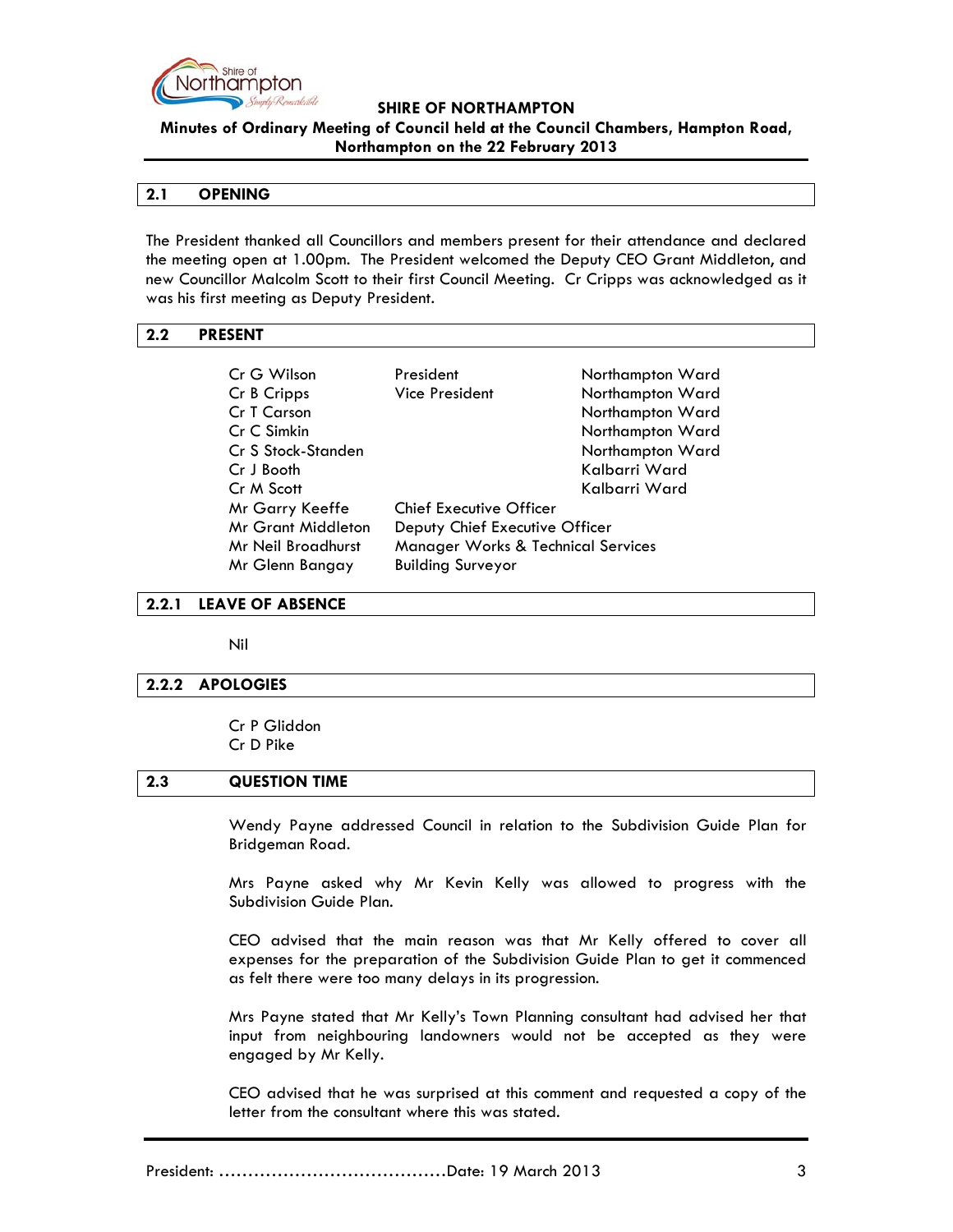## 2.1 OPENING

The President thanked all Councillors and members present for their attendance and declared the meeting open at 1.00pm. The President welcomed the Deputy CEO Grant Middleton, and new Councillor Malcolm Scott to their first Council Meeting. Cr Cripps was acknowledged as it was his first meeting as Deputy President.

## 2.2 PRESENT

| | | |
|---|---|---|
| Cr G Wilson | President | Northampton Ward |
| Cr B Cripps | Vice President | Northampton Ward |
| Cr T Carson | | Northampton Ward |
| Cr C Simkin | | Northampton Ward |
| Cr S Stock-Standen | | Northampton Ward |
| Cr J Booth | | Kalbarri Ward |
| Cr M Scott | | Kalbarri Ward |
| Mr Garry Keeffe | Chief Executive Officer | |
| Mr Grant Middleton | Deputy Chief Executive Officer | |
| Mr Neil Broadhurst | Manager Works & Technical Services | |
| Mr Glenn Bangay | Building Surveyor | |

## 2.2.1 LEAVE OF ABSENCE

Nil

## 2.2.2 APOLOGIES

Cr P Gliddon
Cr D Pike

## 2.3 QUESTION TIME

Wendy Payne addressed Council in relation to the Subdivision Guide Plan for Bridgeman Road.

Mrs Payne asked why Mr Kevin Kelly was allowed to progress with the Subdivision Guide Plan.

CEO advised that the main reason was that Mr Kelly offered to cover all expenses for the preparation of the Subdivision Guide Plan to get it commenced as felt there were too many delays in its progression.

Mrs Payne stated that Mr Kelly's Town Planning consultant had advised her that input from neighbouring landowners would not be accepted as they were engaged by Mr Kelly.

CEO advised that he was surprised at this comment and requested a copy of the letter from the consultant where this was stated.

President: ......................................Date: 19 March 2013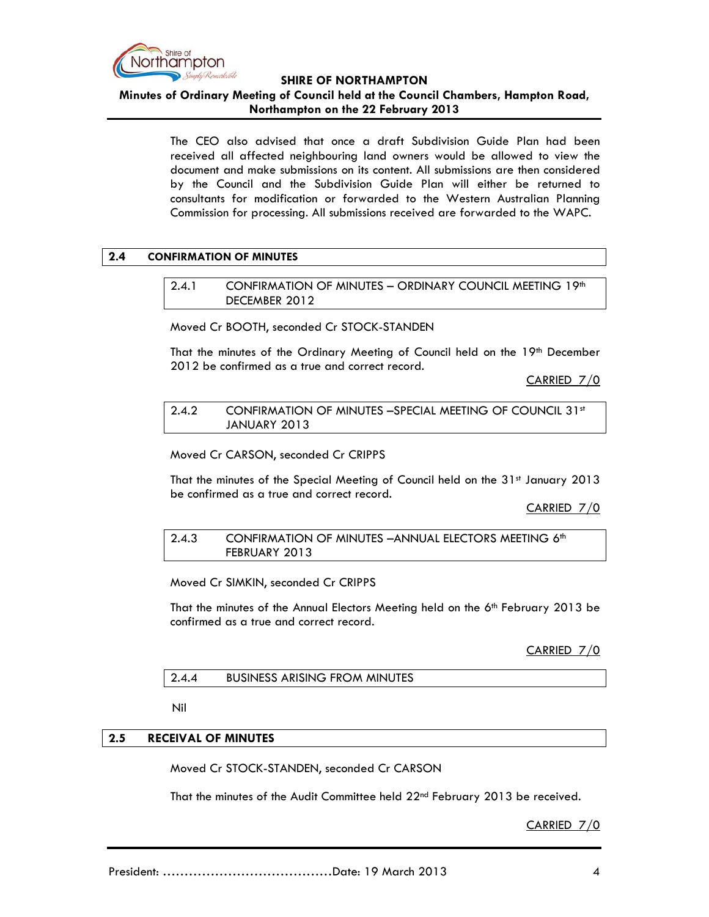The CEO also advised that once a draft Subdivision Guide Plan had been received all affected neighbouring land owners would be allowed to view the document and make submissions on its content. All submissions are then considered by the Council and the Subdivision Guide Plan will either be returned to consultants for modification or forwarded to the Western Australian Planning Commission for processing. All submissions received are forwarded to the WAPC.

## 2.4 CONFIRMATION OF MINUTES

### 2.4.1 CONFIRMATION OF MINUTES – ORDINARY COUNCIL MEETING 19th DECEMBER 2012

Moved Cr BOOTH, seconded Cr STOCK-STANDEN

That the minutes of the Ordinary Meeting of Council held on the 19th December 2012 be confirmed as a true and correct record.

CARRIED 7/0

### 2.4.2 CONFIRMATION OF MINUTES –SPECIAL MEETING OF COUNCIL 31st JANUARY 2013

Moved Cr CARSON, seconded Cr CRIPPS

That the minutes of the Special Meeting of Council held on the 31st January 2013 be confirmed as a true and correct record.

CARRIED 7/0

### 2.4.3 CONFIRMATION OF MINUTES –ANNUAL ELECTORS MEETING 6th FEBRUARY 2013

Moved Cr SIMKIN, seconded Cr CRIPPS

That the minutes of the Annual Electors Meeting held on the 6th February 2013 be confirmed as a true and correct record.

CARRIED 7/0

### 2.4.4 BUSINESS ARISING FROM MINUTES

Nil

## 2.5 RECEIVAL OF MINUTES

Moved Cr STOCK-STANDEN, seconded Cr CARSON

That the minutes of the Audit Committee held 22nd February 2013 be received.

CARRIED 7/0

President: ……………………………………Date: 19 March 2013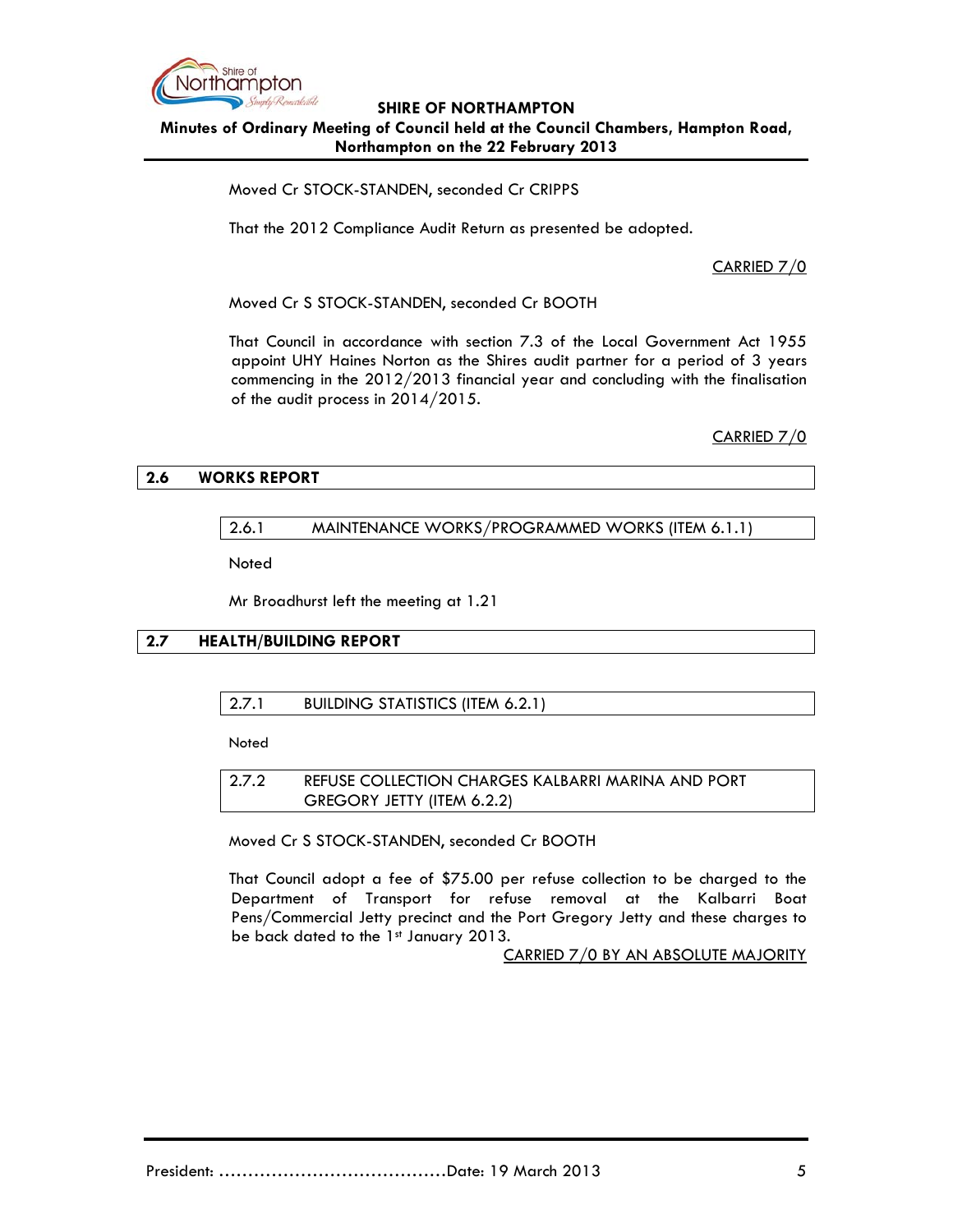Moved Cr STOCK-STANDEN, seconded Cr CRIPPS

That the 2012 Compliance Audit Return as presented be adopted.

CARRIED 7/0

Moved Cr S STOCK-STANDEN, seconded Cr BOOTH

That Council in accordance with section 7.3 of the Local Government Act 1955 appoint UHY Haines Norton as the Shires audit partner for a period of 3 years commencing in the 2012/2013 financial year and concluding with the finalisation of the audit process in 2014/2015.

CARRIED 7/0

## 2.6 WORKS REPORT

### 2.6.1 MAINTENANCE WORKS/PROGRAMMED WORKS (ITEM 6.1.1)

Noted

Mr Broadhurst left the meeting at 1.21

## 2.7 HEALTH/BUILDING REPORT

### 2.7.1 BUILDING STATISTICS (ITEM 6.2.1)

Noted

### 2.7.2 REFUSE COLLECTION CHARGES KALBARRI MARINA AND PORT GREGORY JETTY (ITEM 6.2.2)

Moved Cr S STOCK-STANDEN, seconded Cr BOOTH

That Council adopt a fee of $75.00 per refuse collection to be charged to the Department of Transport for refuse removal at the Kalbarri Boat Pens/Commercial Jetty precinct and the Port Gregory Jetty and these charges to be back dated to the 1st January 2013.

CARRIED 7/0 BY AN ABSOLUTE MAJORITY

President: ......................................Date: 19 March 2013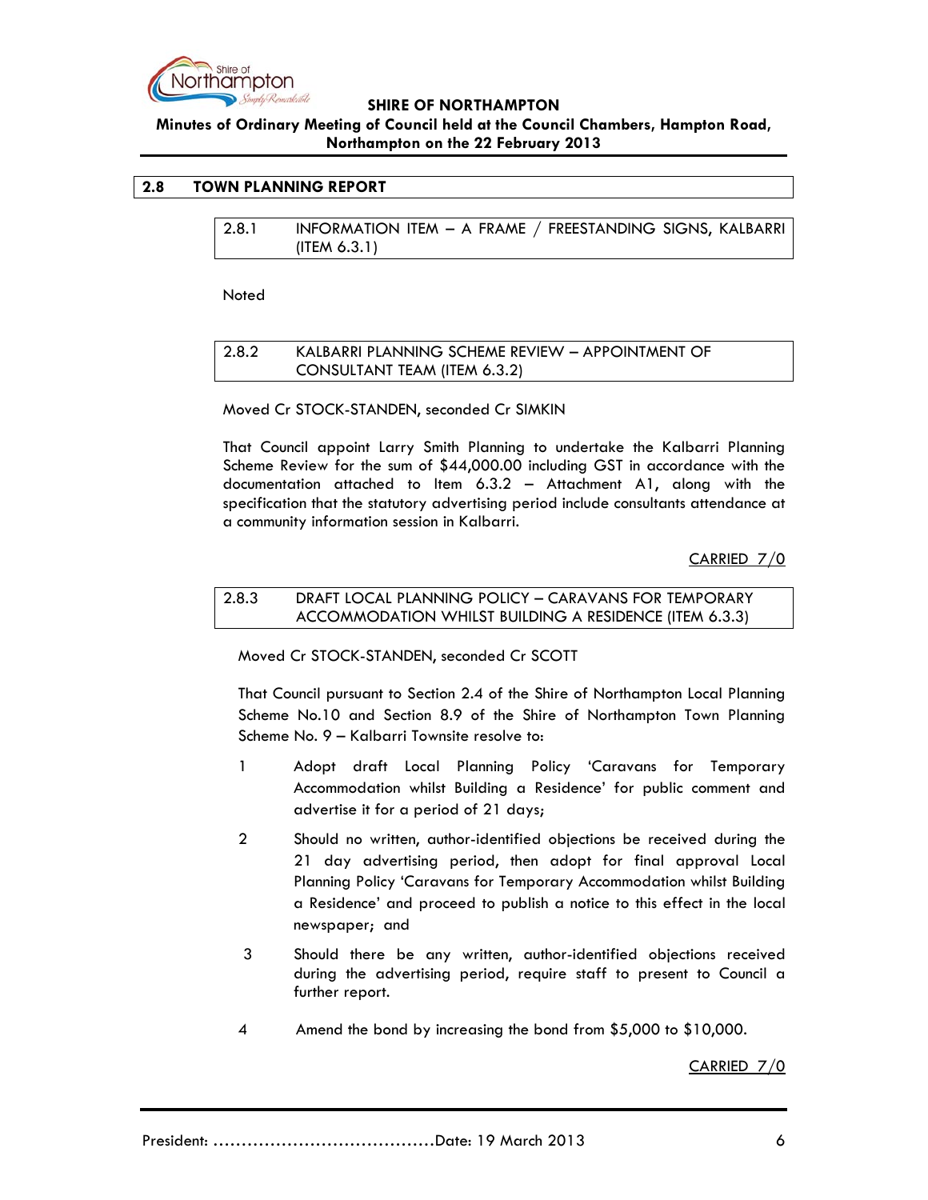## 2.8 TOWN PLANNING REPORT

### 2.8.1 INFORMATION ITEM – A FRAME / FREESTANDING SIGNS, KALBARRI (ITEM 6.3.1)

Noted

### 2.8.2 KALBARRI PLANNING SCHEME REVIEW – APPOINTMENT OF CONSULTANT TEAM (ITEM 6.3.2)

Moved Cr STOCK-STANDEN, seconded Cr SIMKIN

That Council appoint Larry Smith Planning to undertake the Kalbarri Planning Scheme Review for the sum of $44,000.00 including GST in accordance with the documentation attached to Item 6.3.2 – Attachment A1, along with the specification that the statutory advertising period include consultants attendance at a community information session in Kalbarri.

CARRIED 7/0

### 2.8.3 DRAFT LOCAL PLANNING POLICY – CARAVANS FOR TEMPORARY ACCOMMODATION WHILST BUILDING A RESIDENCE (ITEM 6.3.3)

Moved Cr STOCK-STANDEN, seconded Cr SCOTT

That Council pursuant to Section 2.4 of the Shire of Northampton Local Planning Scheme No.10 and Section 8.9 of the Shire of Northampton Town Planning Scheme No. 9 – Kalbarri Townsite resolve to:

1. Adopt draft Local Planning Policy 'Caravans for Temporary Accommodation whilst Building a Residence' for public comment and advertise it for a period of 21 days;
2. Should no written, author-identified objections be received during the 21 day advertising period, then adopt for final approval Local Planning Policy 'Caravans for Temporary Accommodation whilst Building a Residence' and proceed to publish a notice to this effect in the local newspaper; and
3. Should there be any written, author-identified objections received during the advertising period, require staff to present to Council a further report.
4. Amend the bond by increasing the bond from $5,000 to $10,000.

CARRIED 7/0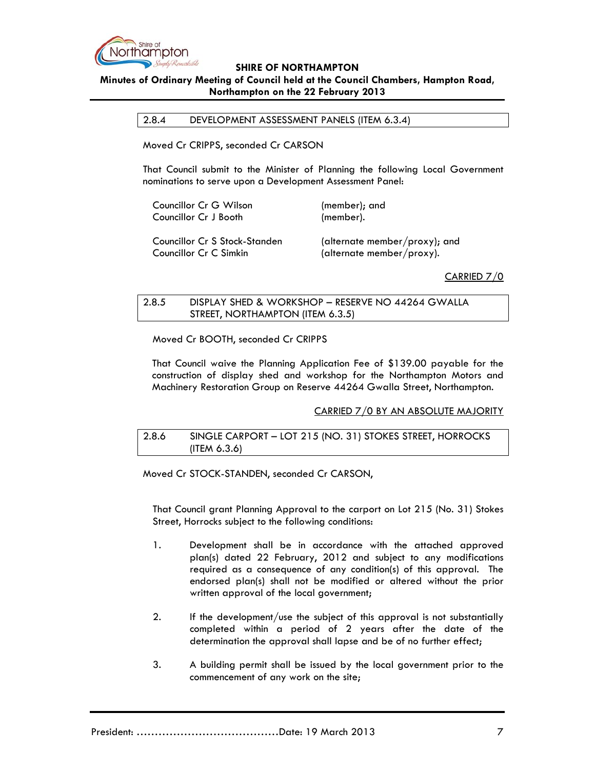### 2.8.4 DEVELOPMENT ASSESSMENT PANELS (ITEM 6.3.4)

Moved Cr CRIPPS, seconded Cr CARSON

That Council submit to the Minister of Planning the following Local Government nominations to serve upon a Development Assessment Panel:

| | |
|---|---|
| Councillor Cr G Wilson | (member); and |
| Councillor Cr J Booth | (member). |
| Councillor Cr S Stock-Standen | (alternate member/proxy); and |
| Councillor Cr C Simkin | (alternate member/proxy). |

CARRIED 7/0

### 2.8.5 DISPLAY SHED & WORKSHOP – RESERVE NO 44264 GWALLA STREET, NORTHAMPTON (ITEM 6.3.5)

Moved Cr BOOTH, seconded Cr CRIPPS

That Council waive the Planning Application Fee of $139.00 payable for the construction of display shed and workshop for the Northampton Motors and Machinery Restoration Group on Reserve 44264 Gwalla Street, Northampton.

CARRIED 7/0 BY AN ABSOLUTE MAJORITY

### 2.8.6 SINGLE CARPORT – LOT 215 (NO. 31) STOKES STREET, HORROCKS (ITEM 6.3.6)

Moved Cr STOCK-STANDEN, seconded Cr CARSON,

That Council grant Planning Approval to the carport on Lot 215 (No. 31) Stokes Street, Horrocks subject to the following conditions:

1. Development shall be in accordance with the attached approved plan(s) dated 22 February, 2012 and subject to any modifications required as a consequence of any condition(s) of this approval. The endorsed plan(s) shall not be modified or altered without the prior written approval of the local government;

2. If the development/use the subject of this approval is not substantially completed within a period of 2 years after the date of the determination the approval shall lapse and be of no further effect;

3. A building permit shall be issued by the local government prior to the commencement of any work on the site;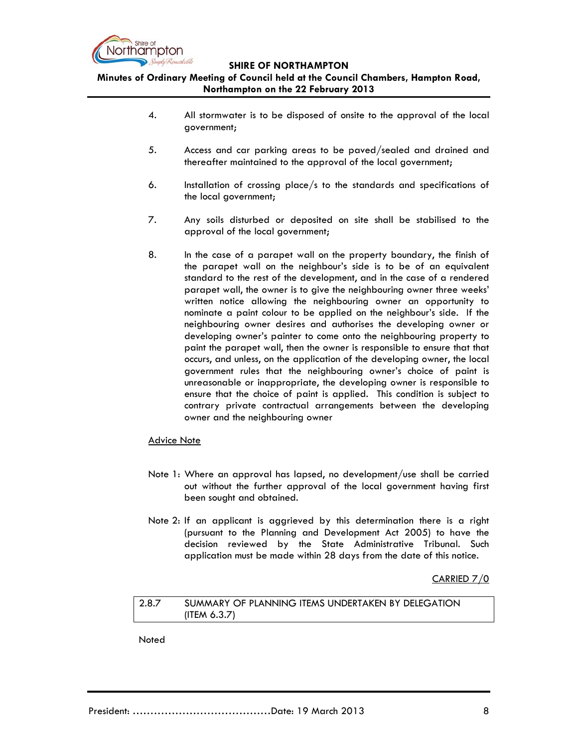4. All stormwater is to be disposed of onsite to the approval of the local government;

5. Access and car parking areas to be paved/sealed and drained and thereafter maintained to the approval of the local government;

6. Installation of crossing place/s to the standards and specifications of the local government;

7. Any soils disturbed or deposited on site shall be stabilised to the approval of the local government;

8. In the case of a parapet wall on the property boundary, the finish of the parapet wall on the neighbour's side is to be of an equivalent standard to the rest of the development, and in the case of a rendered parapet wall, the owner is to give the neighbouring owner three weeks' written notice allowing the neighbouring owner an opportunity to nominate a paint colour to be applied on the neighbour's side. If the neighbouring owner desires and authorises the developing owner or developing owner's painter to come onto the neighbouring property to paint the parapet wall, then the owner is responsible to ensure that that occurs, and unless, on the application of the developing owner, the local government rules that the neighbouring owner's choice of paint is unreasonable or inappropriate, the developing owner is responsible to ensure that the choice of paint is applied. This condition is subject to contrary private contractual arrangements between the developing owner and the neighbouring owner

<u>Advice Note</u>

Note 1: Where an approval has lapsed, no development/use shall be carried out without the further approval of the local government having first been sought and obtained.

Note 2: If an applicant is aggrieved by this determination there is a right (pursuant to the Planning and Development Act 2005) to have the decision reviewed by the State Administrative Tribunal. Such application must be made within 28 days from the date of this notice.

<u>CARRIED 7/0</u>

## 2.8.7 SUMMARY OF PLANNING ITEMS UNDERTAKEN BY DELEGATION (ITEM 6.3.7)

Noted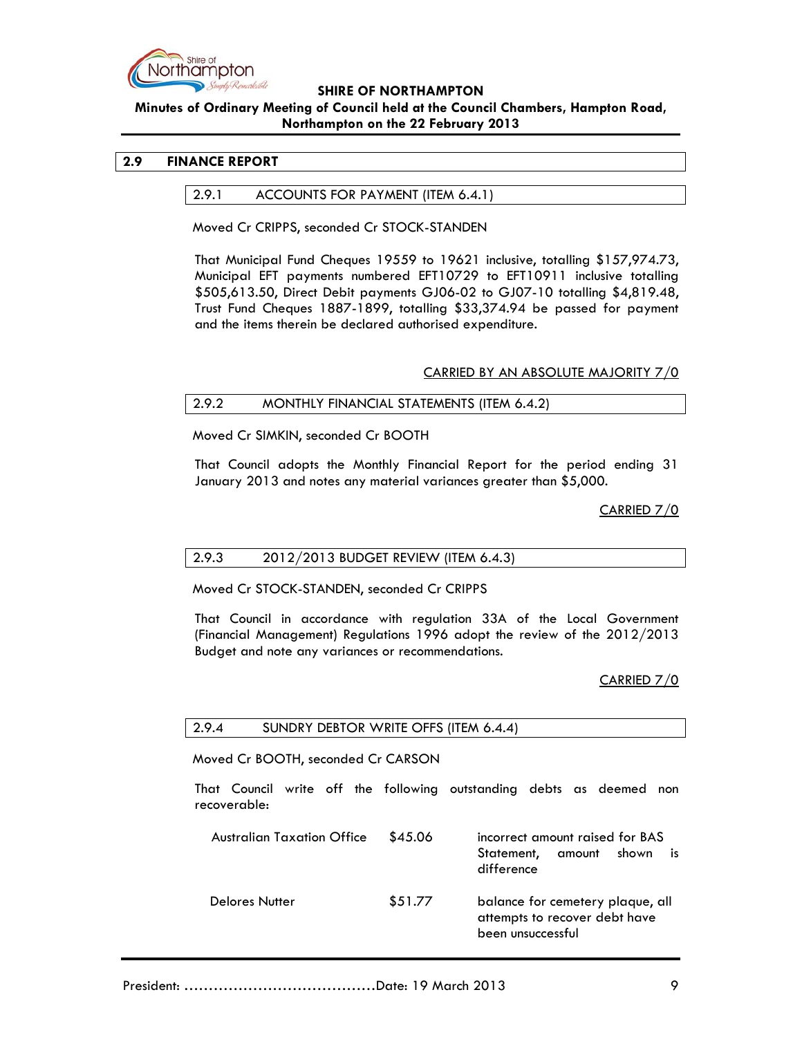## 2.9 FINANCE REPORT

### 2.9.1 ACCOUNTS FOR PAYMENT (ITEM 6.4.1)

Moved Cr CRIPPS, seconded Cr STOCK-STANDEN

That Municipal Fund Cheques 19559 to 19621 inclusive, totalling $157,974.73, Municipal EFT payments numbered EFT10729 to EFT10911 inclusive totalling $505,613.50, Direct Debit payments GJ06-02 to GJ07-10 totalling $4,819.48, Trust Fund Cheques 1887-1899, totalling $33,374.94 be passed for payment and the items therein be declared authorised expenditure.

CARRIED BY AN ABSOLUTE MAJORITY 7/0

### 2.9.2 MONTHLY FINANCIAL STATEMENTS (ITEM 6.4.2)

Moved Cr SIMKIN, seconded Cr BOOTH

That Council adopts the Monthly Financial Report for the period ending 31 January 2013 and notes any material variances greater than $5,000.

CARRIED 7/0

### 2.9.3 2012/2013 BUDGET REVIEW (ITEM 6.4.3)

Moved Cr STOCK-STANDEN, seconded Cr CRIPPS

That Council in accordance with regulation 33A of the Local Government (Financial Management) Regulations 1996 adopt the review of the 2012/2013 Budget and note any variances or recommendations.

CARRIED 7/0

### 2.9.4 SUNDRY DEBTOR WRITE OFFS (ITEM 6.4.4)

Moved Cr BOOTH, seconded Cr CARSON

That Council write off the following outstanding debts as deemed non recoverable:

| | | |
|---|---|---|
| Australian Taxation Office | $45.06 | incorrect amount raised for BAS Statement, amount shown is difference |
| Delores Nutter | $51.77 | balance for cemetery plaque, all attempts to recover debt have been unsuccessful |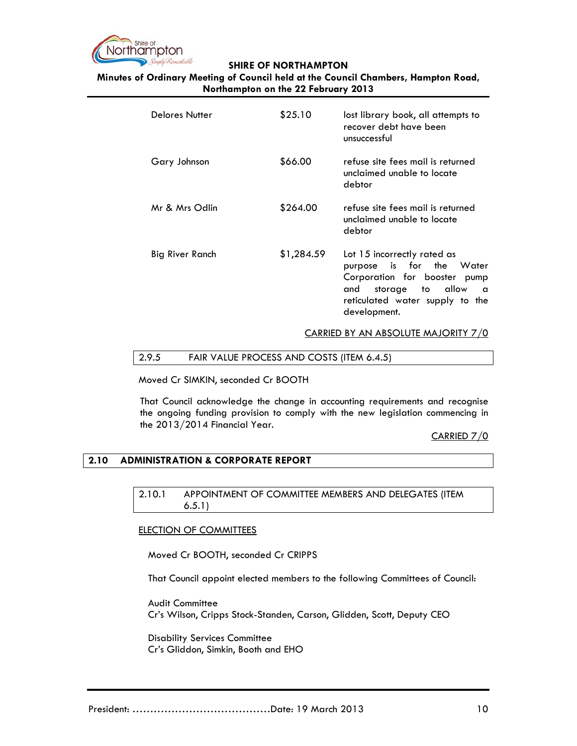| | | |
|---|---|---|
| Delores Nutter | $25.10 | lost library book, all attempts to recover debt have been unsuccessful |
| Gary Johnson | $66.00 | refuse site fees mail is returned unclaimed unable to locate debtor |
| Mr & Mrs Odlin | $264.00 | refuse site fees mail is returned unclaimed unable to locate debtor |
| Big River Ranch | $1,284.59 | Lot 15 incorrectly rated as purpose is for the Water Corporation for booster pump and storage to allow a reticulated water supply to the development. |

CARRIED BY AN ABSOLUTE MAJORITY 7/0

### 2.9.5 FAIR VALUE PROCESS AND COSTS (ITEM 6.4.5)

Moved Cr SIMKIN, seconded Cr BOOTH

That Council acknowledge the change in accounting requirements and recognise the ongoing funding provision to comply with the new legislation commencing in the 2013/2014 Financial Year.

CARRIED 7/0

## 2.10 ADMINISTRATION & CORPORATE REPORT

### 2.10.1 APPOINTMENT OF COMMITTEE MEMBERS AND DELEGATES (ITEM 6.5.1)

ELECTION OF COMMITTEES

Moved Cr BOOTH, seconded Cr CRIPPS

That Council appoint elected members to the following Committees of Council:

Audit Committee
Cr's Wilson, Cripps Stock-Standen, Carson, Glidden, Scott, Deputy CEO

Disability Services Committee
Cr's Gliddon, Simkin, Booth and EHO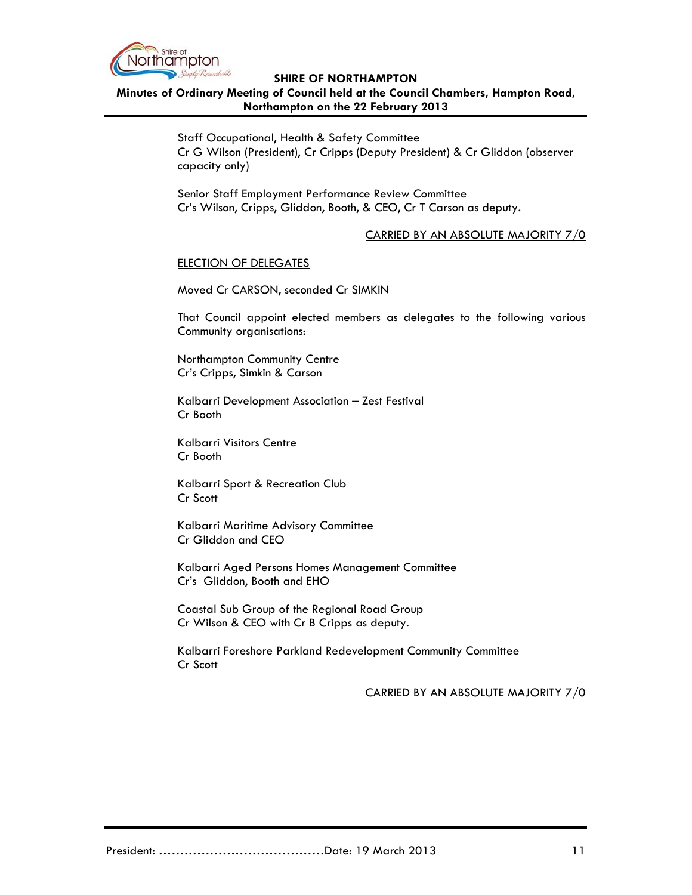Staff Occupational, Health & Safety Committee
Cr G Wilson (President), Cr Cripps (Deputy President) & Cr Gliddon (observer capacity only)

Senior Staff Employment Performance Review Committee
Cr's Wilson, Cripps, Gliddon, Booth, & CEO, Cr T Carson as deputy.

CARRIED BY AN ABSOLUTE MAJORITY 7/0

ELECTION OF DELEGATES

Moved Cr CARSON, seconded Cr SIMKIN

That Council appoint elected members as delegates to the following various Community organisations:

Northampton Community Centre
Cr's Cripps, Simkin & Carson

Kalbarri Development Association – Zest Festival
Cr Booth

Kalbarri Visitors Centre
Cr Booth

Kalbarri Sport & Recreation Club
Cr Scott

Kalbarri Maritime Advisory Committee
Cr Gliddon and CEO

Kalbarri Aged Persons Homes Management Committee
Cr's Gliddon, Booth and EHO

Coastal Sub Group of the Regional Road Group
Cr Wilson & CEO with Cr B Cripps as deputy.

Kalbarri Foreshore Parkland Redevelopment Community Committee
Cr Scott

CARRIED BY AN ABSOLUTE MAJORITY 7/0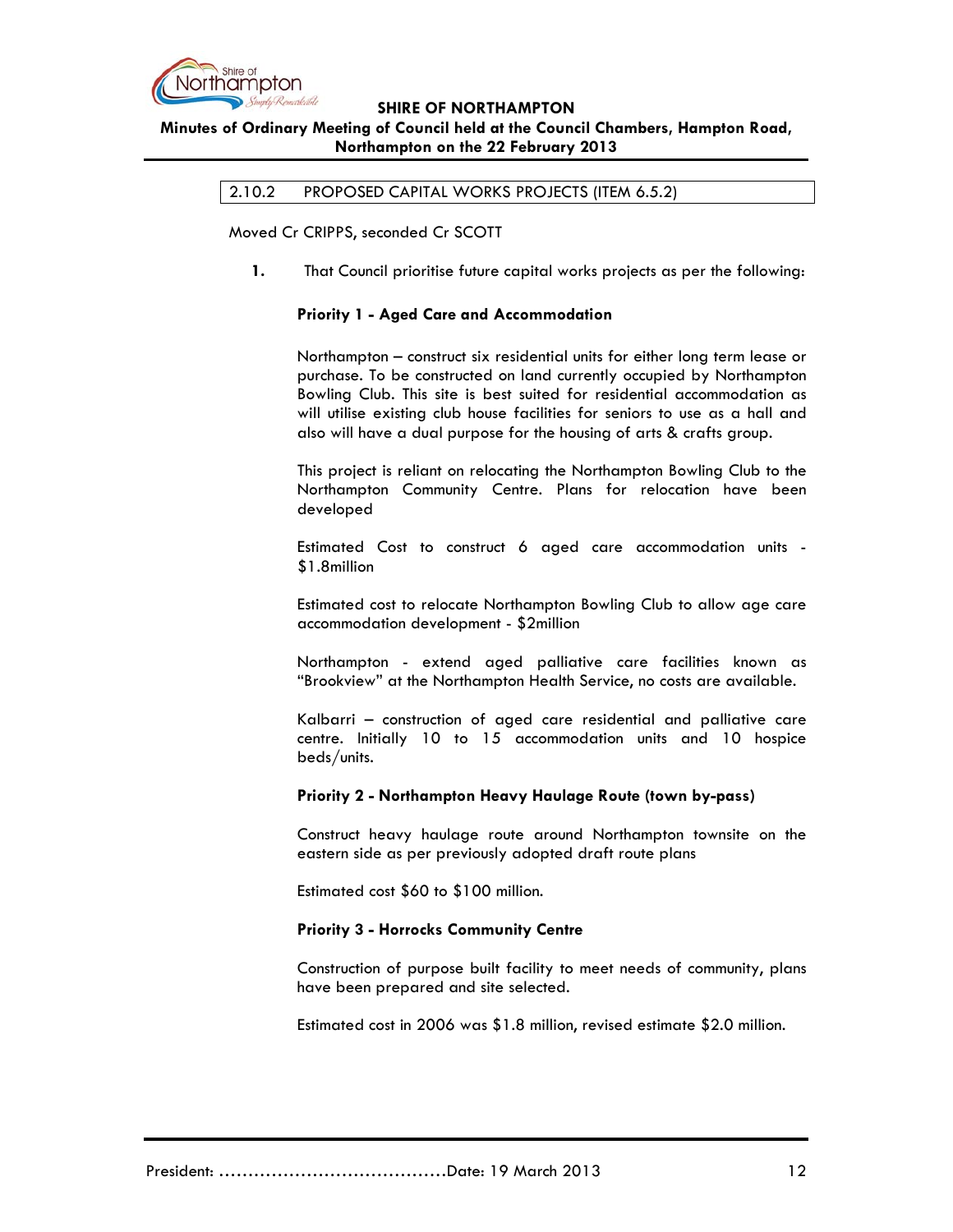## 2.10.2 PROPOSED CAPITAL WORKS PROJECTS (ITEM 6.5.2)

Moved Cr CRIPPS, seconded Cr SCOTT

1. That Council prioritise future capital works projects as per the following:

**Priority 1 - Aged Care and Accommodation**

Northampton – construct six residential units for either long term lease or purchase. To be constructed on land currently occupied by Northampton Bowling Club. This site is best suited for residential accommodation as will utilise existing club house facilities for seniors to use as a hall and also will have a dual purpose for the housing of arts & crafts group.

This project is reliant on relocating the Northampton Bowling Club to the Northampton Community Centre. Plans for relocation have been developed

Estimated Cost to construct 6 aged care accommodation units - $1.8million

Estimated cost to relocate Northampton Bowling Club to allow age care accommodation development - $2million

Northampton - extend aged palliative care facilities known as "Brookview" at the Northampton Health Service, no costs are available.

Kalbarri – construction of aged care residential and palliative care centre. Initially 10 to 15 accommodation units and 10 hospice beds/units.

**Priority 2 - Northampton Heavy Haulage Route (town by-pass)**

Construct heavy haulage route around Northampton townsite on the eastern side as per previously adopted draft route plans

Estimated cost $60 to $100 million.

**Priority 3 - Horrocks Community Centre**

Construction of purpose built facility to meet needs of community, plans have been prepared and site selected.

Estimated cost in 2006 was $1.8 million, revised estimate $2.0 million.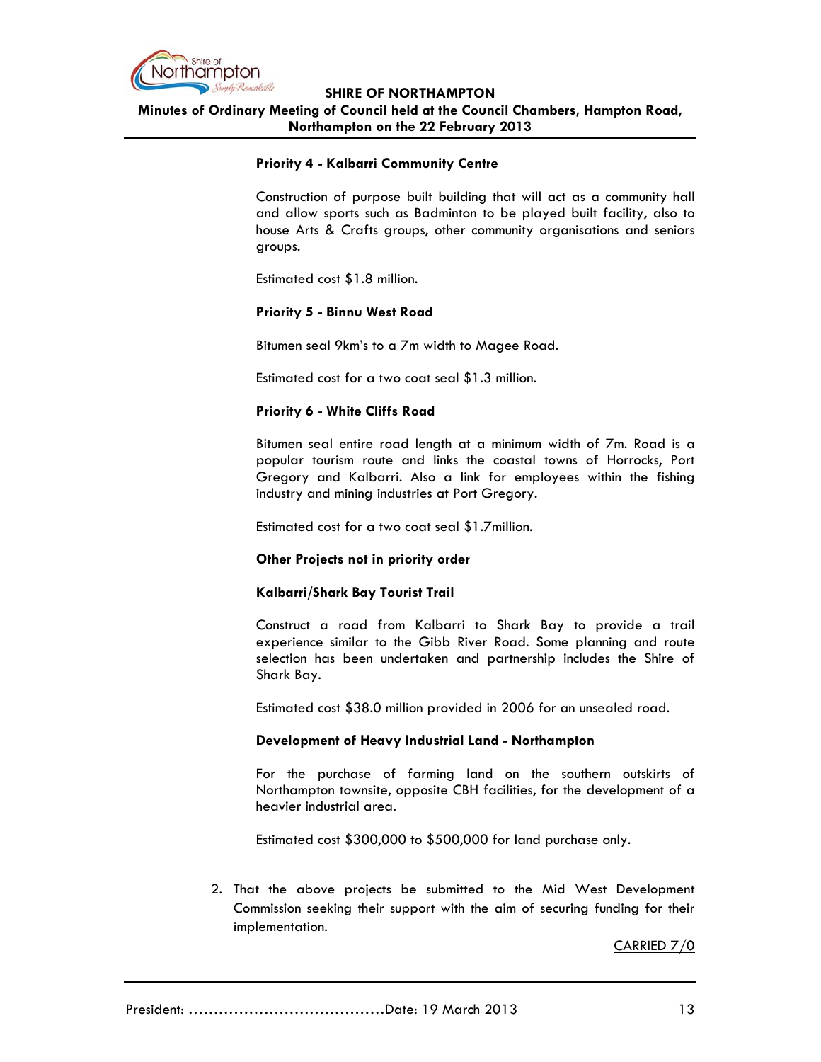**Priority 4 - Kalbarri Community Centre**

Construction of purpose built building that will act as a community hall and allow sports such as Badminton to be played built facility, also to house Arts & Crafts groups, other community organisations and seniors groups.

Estimated cost $1.8 million.

**Priority 5 - Binnu West Road**

Bitumen seal 9km's to a 7m width to Magee Road.

Estimated cost for a two coat seal $1.3 million.

**Priority 6 - White Cliffs Road**

Bitumen seal entire road length at a minimum width of 7m. Road is a popular tourism route and links the coastal towns of Horrocks, Port Gregory and Kalbarri. Also a link for employees within the fishing industry and mining industries at Port Gregory.

Estimated cost for a two coat seal $1.7million.

**Other Projects not in priority order**

**Kalbarri/Shark Bay Tourist Trail**

Construct a road from Kalbarri to Shark Bay to provide a trail experience similar to the Gibb River Road. Some planning and route selection has been undertaken and partnership includes the Shire of Shark Bay.

Estimated cost $38.0 million provided in 2006 for an unsealed road.

**Development of Heavy Industrial Land - Northampton**

For the purchase of farming land on the southern outskirts of Northampton townsite, opposite CBH facilities, for the development of a heavier industrial area.

Estimated cost $300,000 to $500,000 for land purchase only.

2. That the above projects be submitted to the Mid West Development Commission seeking their support with the aim of securing funding for their implementation.

CARRIED 7/0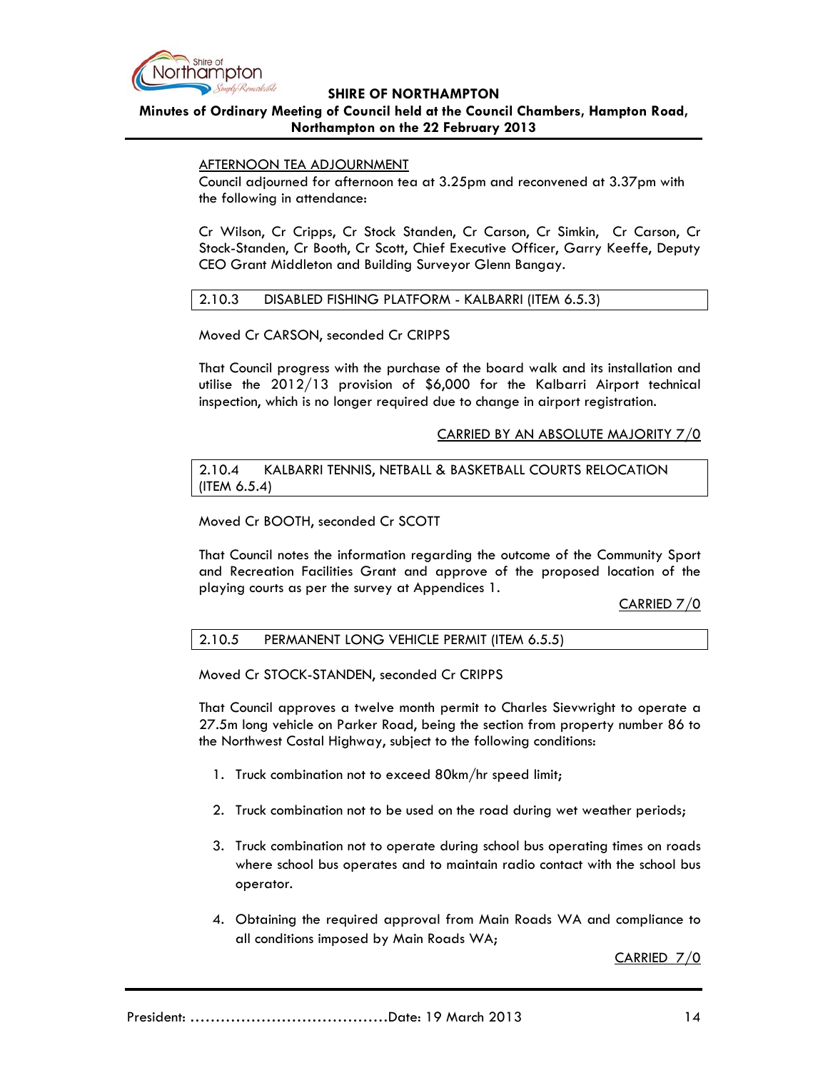AFTERNOON TEA ADJOURNMENT

Council adjourned for afternoon tea at 3.25pm and reconvened at 3.37pm with the following in attendance:

Cr Wilson, Cr Cripps, Cr Stock Standen, Cr Carson, Cr Simkin, Cr Carson, Cr Stock-Standen, Cr Booth, Cr Scott, Chief Executive Officer, Garry Keeffe, Deputy CEO Grant Middleton and Building Surveyor Glenn Bangay.

### 2.10.3 DISABLED FISHING PLATFORM - KALBARRI (ITEM 6.5.3)

Moved Cr CARSON, seconded Cr CRIPPS

That Council progress with the purchase of the board walk and its installation and utilise the 2012/13 provision of $6,000 for the Kalbarri Airport technical inspection, which is no longer required due to change in airport registration.

CARRIED BY AN ABSOLUTE MAJORITY 7/0

### 2.10.4 KALBARRI TENNIS, NETBALL & BASKETBALL COURTS RELOCATION (ITEM 6.5.4)

Moved Cr BOOTH, seconded Cr SCOTT

That Council notes the information regarding the outcome of the Community Sport and Recreation Facilities Grant and approve of the proposed location of the playing courts as per the survey at Appendices 1.

CARRIED 7/0

### 2.10.5 PERMANENT LONG VEHICLE PERMIT (ITEM 6.5.5)

Moved Cr STOCK-STANDEN, seconded Cr CRIPPS

That Council approves a twelve month permit to Charles Sievwright to operate a 27.5m long vehicle on Parker Road, being the section from property number 86 to the Northwest Costal Highway, subject to the following conditions:

1. Truck combination not to exceed 80km/hr speed limit;
2. Truck combination not to be used on the road during wet weather periods;
3. Truck combination not to operate during school bus operating times on roads where school bus operates and to maintain radio contact with the school bus operator.
4. Obtaining the required approval from Main Roads WA and compliance to all conditions imposed by Main Roads WA;

CARRIED 7/0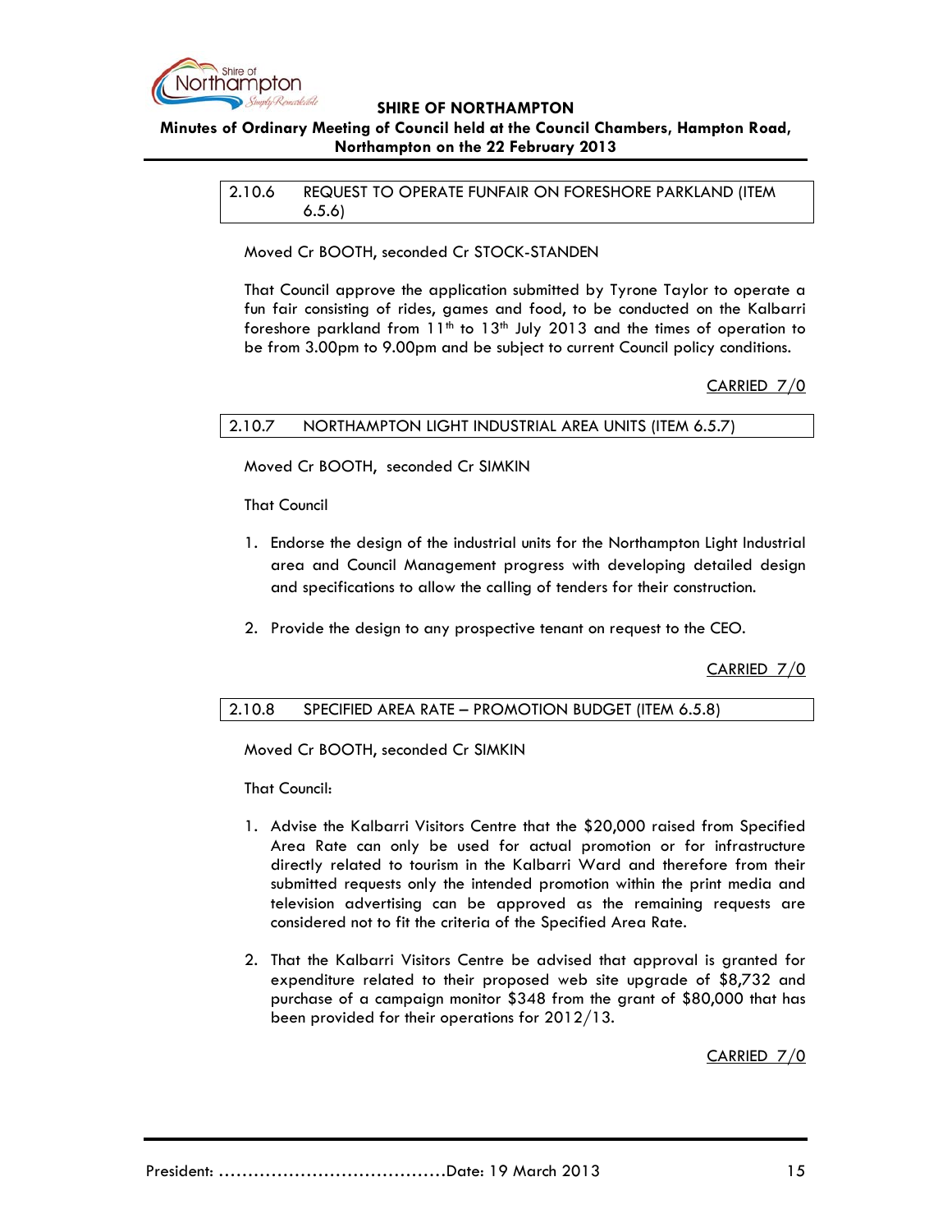### 2.10.6 REQUEST TO OPERATE FUNFAIR ON FORESHORE PARKLAND (ITEM 6.5.6)

Moved Cr BOOTH, seconded Cr STOCK-STANDEN

That Council approve the application submitted by Tyrone Taylor to operate a fun fair consisting of rides, games and food, to be conducted on the Kalbarri foreshore parkland from 11th to 13th July 2013 and the times of operation to be from 3.00pm to 9.00pm and be subject to current Council policy conditions.

CARRIED 7/0

### 2.10.7 NORTHAMPTON LIGHT INDUSTRIAL AREA UNITS (ITEM 6.5.7)

Moved Cr BOOTH, seconded Cr SIMKIN

That Council

1. Endorse the design of the industrial units for the Northampton Light Industrial area and Council Management progress with developing detailed design and specifications to allow the calling of tenders for their construction.
2. Provide the design to any prospective tenant on request to the CEO.

CARRIED 7/0

### 2.10.8 SPECIFIED AREA RATE – PROMOTION BUDGET (ITEM 6.5.8)

Moved Cr BOOTH, seconded Cr SIMKIN

That Council:

1. Advise the Kalbarri Visitors Centre that the $20,000 raised from Specified Area Rate can only be used for actual promotion or for infrastructure directly related to tourism in the Kalbarri Ward and therefore from their submitted requests only the intended promotion within the print media and television advertising can be approved as the remaining requests are considered not to fit the criteria of the Specified Area Rate.
2. That the Kalbarri Visitors Centre be advised that approval is granted for expenditure related to their proposed web site upgrade of $8,732 and purchase of a campaign monitor $348 from the grant of $80,000 that has been provided for their operations for 2012/13.

CARRIED 7/0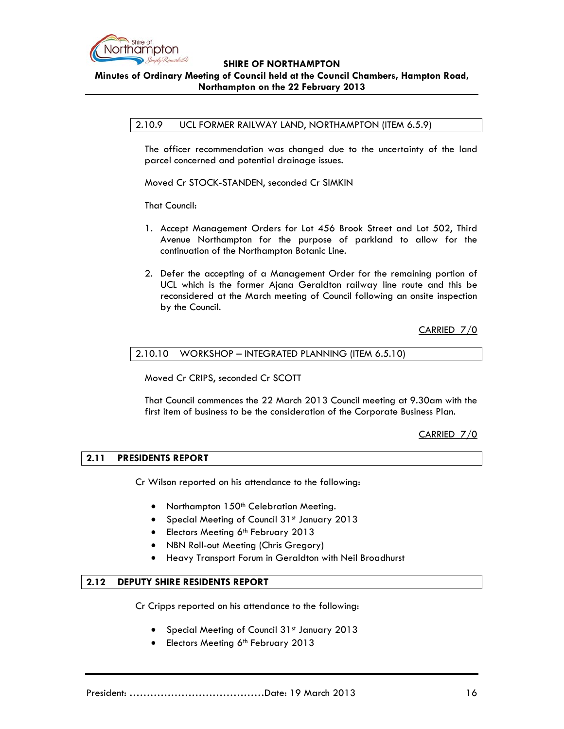### 2.10.9 UCL FORMER RAILWAY LAND, NORTHAMPTON (ITEM 6.5.9)

The officer recommendation was changed due to the uncertainty of the land parcel concerned and potential drainage issues.

Moved Cr STOCK-STANDEN, seconded Cr SIMKIN

That Council:

1. Accept Management Orders for Lot 456 Brook Street and Lot 502, Third Avenue Northampton for the purpose of parkland to allow for the continuation of the Northampton Botanic Line.

2. Defer the accepting of a Management Order for the remaining portion of UCL which is the former Ajana Geraldton railway line route and this be reconsidered at the March meeting of Council following an onsite inspection by the Council.

CARRIED 7/0

### 2.10.10 WORKSHOP – INTEGRATED PLANNING (ITEM 6.5.10)

Moved Cr CRIPS, seconded Cr SCOTT

That Council commences the 22 March 2013 Council meeting at 9.30am with the first item of business to be the consideration of the Corporate Business Plan.

CARRIED 7/0

## 2.11 PRESIDENTS REPORT

Cr Wilson reported on his attendance to the following:

- Northampton 150th Celebration Meeting.
- Special Meeting of Council 31st January 2013
- Electors Meeting 6th February 2013
- NBN Roll-out Meeting (Chris Gregory)
- Heavy Transport Forum in Geraldton with Neil Broadhurst

## 2.12 DEPUTY SHIRE RESIDENTS REPORT

Cr Cripps reported on his attendance to the following:

- Special Meeting of Council 31st January 2013
- Electors Meeting 6th February 2013

President: .......................................Date: 19 March 2013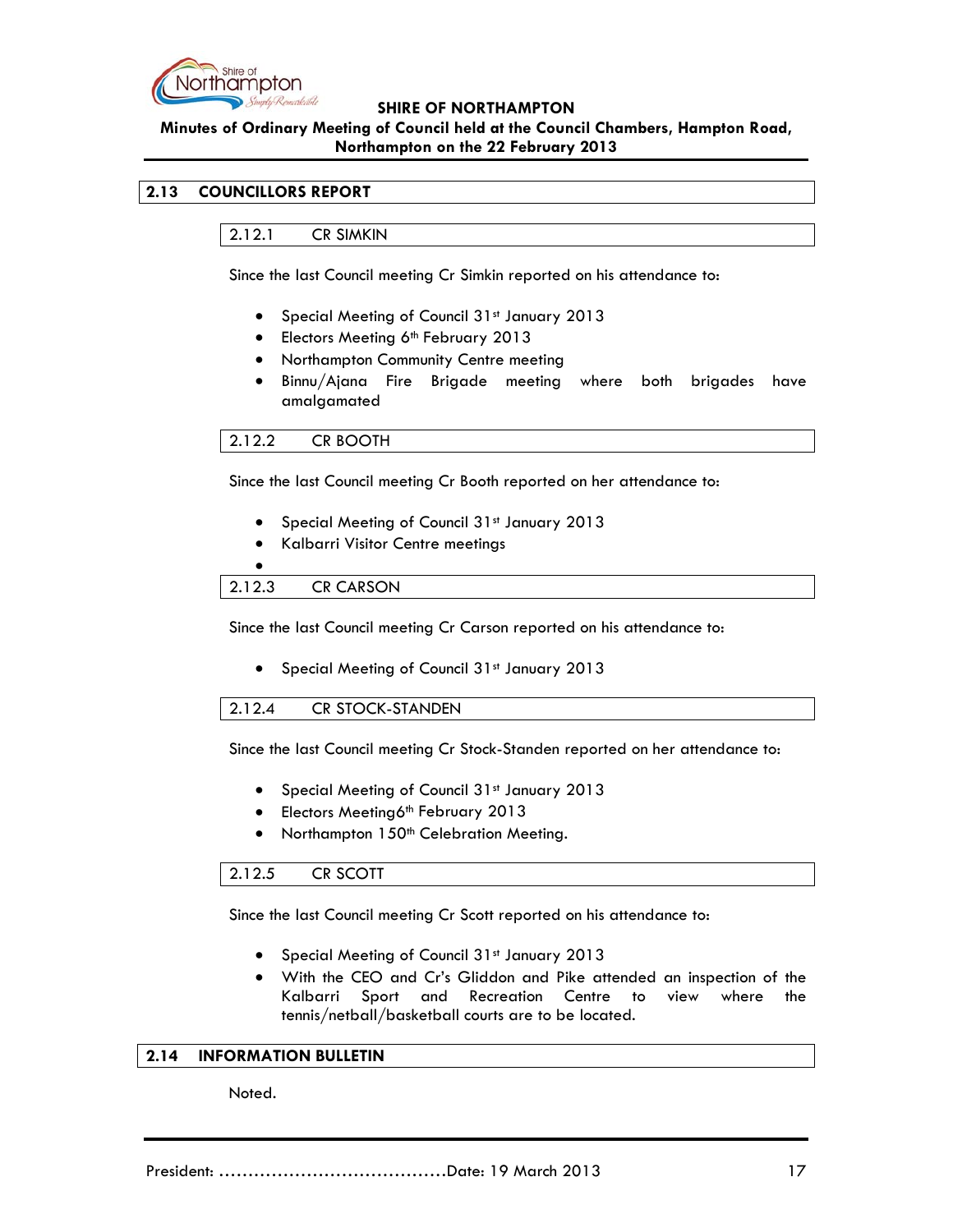## 2.13 COUNCILLORS REPORT

### 2.12.1 CR SIMKIN

Since the last Council meeting Cr Simkin reported on his attendance to:

- Special Meeting of Council 31st January 2013
- Electors Meeting 6th February 2013
- Northampton Community Centre meeting
- Binnu/Ajana Fire Brigade meeting where both brigades have amalgamated

### 2.12.2 CR BOOTH

Since the last Council meeting Cr Booth reported on her attendance to:

- Special Meeting of Council 31st January 2013
- Kalbarri Visitor Centre meetings

### 2.12.3 CR CARSON

Since the last Council meeting Cr Carson reported on his attendance to:

- Special Meeting of Council 31st January 2013

### 2.12.4 CR STOCK-STANDEN

Since the last Council meeting Cr Stock-Standen reported on her attendance to:

- Special Meeting of Council 31st January 2013
- Electors Meeting6th February 2013
- Northampton 150th Celebration Meeting.

### 2.12.5 CR SCOTT

Since the last Council meeting Cr Scott reported on his attendance to:

- Special Meeting of Council 31st January 2013
- With the CEO and Cr's Gliddon and Pike attended an inspection of the Kalbarri Sport and Recreation Centre to view where the tennis/netball/basketball courts are to be located.

## 2.14 INFORMATION BULLETIN

Noted.

President: ……………………………………Date: 19 March 2013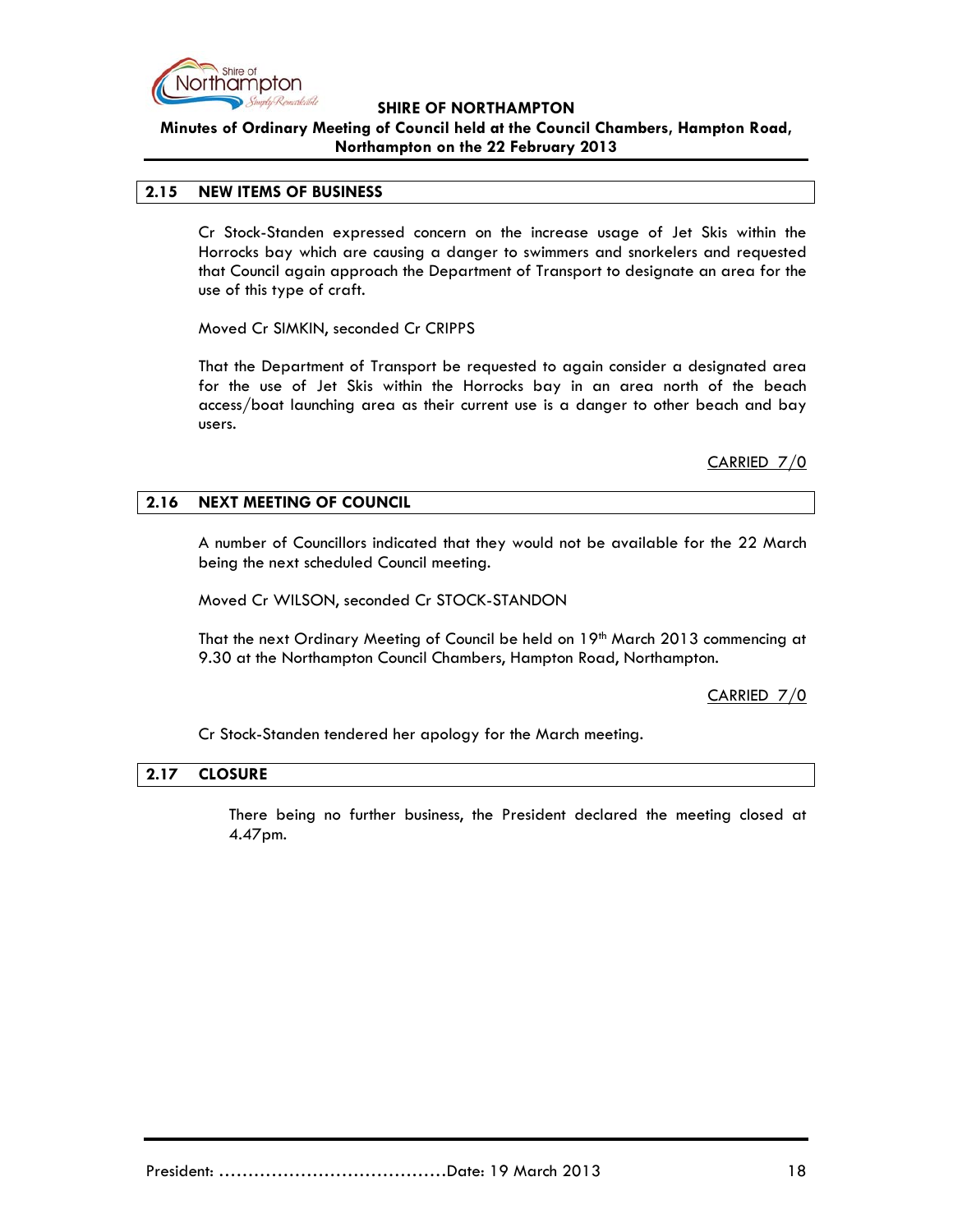## 2.15 NEW ITEMS OF BUSINESS

Cr Stock-Standen expressed concern on the increase usage of Jet Skis within the Horrocks bay which are causing a danger to swimmers and snorkelers and requested that Council again approach the Department of Transport to designate an area for the use of this type of craft.

Moved Cr SIMKIN, seconded Cr CRIPPS

That the Department of Transport be requested to again consider a designated area for the use of Jet Skis within the Horrocks bay in an area north of the beach access/boat launching area as their current use is a danger to other beach and bay users.

CARRIED 7/0

## 2.16 NEXT MEETING OF COUNCIL

A number of Councillors indicated that they would not be available for the 22 March being the next scheduled Council meeting.

Moved Cr WILSON, seconded Cr STOCK-STANDON

That the next Ordinary Meeting of Council be held on 19th March 2013 commencing at 9.30 at the Northampton Council Chambers, Hampton Road, Northampton.

CARRIED 7/0

Cr Stock-Standen tendered her apology for the March meeting.

## 2.17 CLOSURE

There being no further business, the President declared the meeting closed at 4.47pm.

President: ……………………………………Date: 19 March 2013